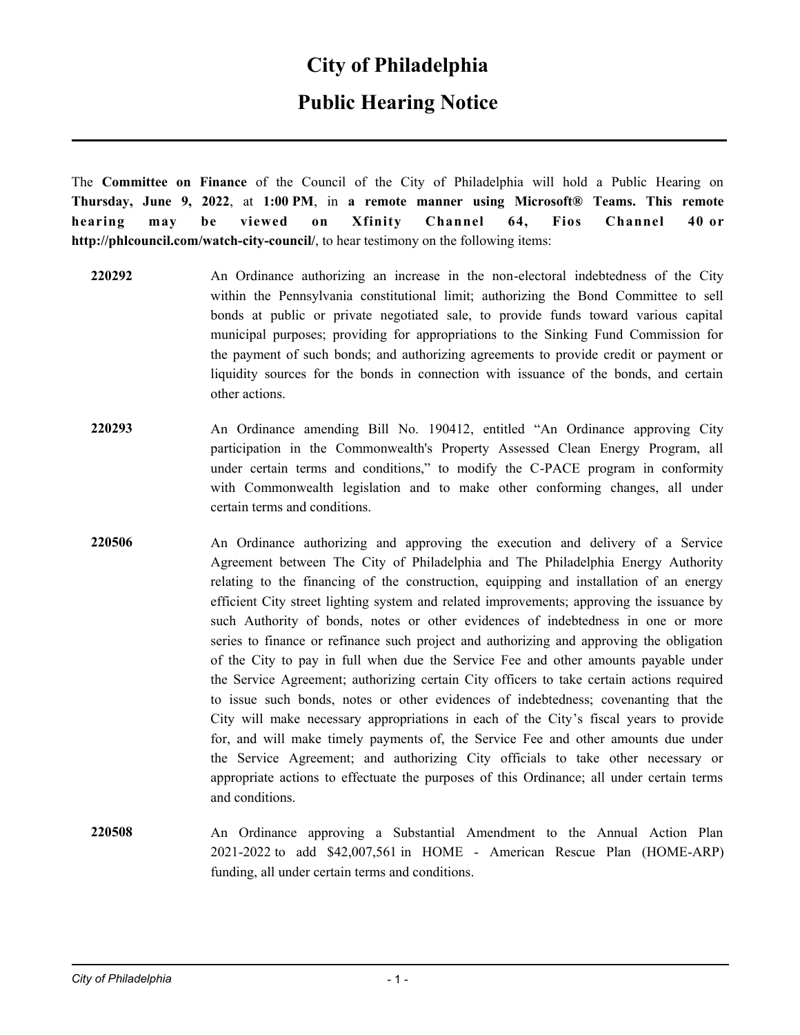# City of Philadelphia

## Public Hearing Notice

The **Committee on Finance** of the Council of the City of Philadelphia will hold a Public Hearing on **Thursday, June 9, 2022**, at **1:00 PM**, in **a remote manner using Microsoft® Teams. This remote hearing may be viewed on Xfinity Channel 64, Fios Channel 40 or http://phlcouncil.com/watch-city-council/**, to hear testimony on the following items:

**220292** An Ordinance authorizing an increase in the non-electoral indebtedness of the City within the Pennsylvania constitutional limit; authorizing the Bond Committee to sell bonds at public or private negotiated sale, to provide funds toward various capital municipal purposes; providing for appropriations to the Sinking Fund Commission for the payment of such bonds; and authorizing agreements to provide credit or payment or liquidity sources for the bonds in connection with issuance of the bonds, and certain other actions.

**220293** An Ordinance amending Bill No. 190412, entitled "An Ordinance approving City participation in the Commonwealth's Property Assessed Clean Energy Program, all under certain terms and conditions," to modify the C-PACE program in conformity with Commonwealth legislation and to make other conforming changes, all under certain terms and conditions.

**220506** An Ordinance authorizing and approving the execution and delivery of a Service Agreement between The City of Philadelphia and The Philadelphia Energy Authority relating to the financing of the construction, equipping and installation of an energy efficient City street lighting system and related improvements; approving the issuance by such Authority of bonds, notes or other evidences of indebtedness in one or more series to finance or refinance such project and authorizing and approving the obligation of the City to pay in full when due the Service Fee and other amounts payable under the Service Agreement; authorizing certain City officers to take certain actions required to issue such bonds, notes or other evidences of indebtedness; covenanting that the City will make necessary appropriations in each of the City's fiscal years to provide for, and will make timely payments of, the Service Fee and other amounts due under the Service Agreement; and authorizing City officials to take other necessary or appropriate actions to effectuate the purposes of this Ordinance; all under certain terms and conditions.

**220508** An Ordinance approving a Substantial Amendment to the Annual Action Plan 2021-2022 to add $42,007,561 in HOME - American Rescue Plan (HOME-ARP) funding, all under certain terms and conditions.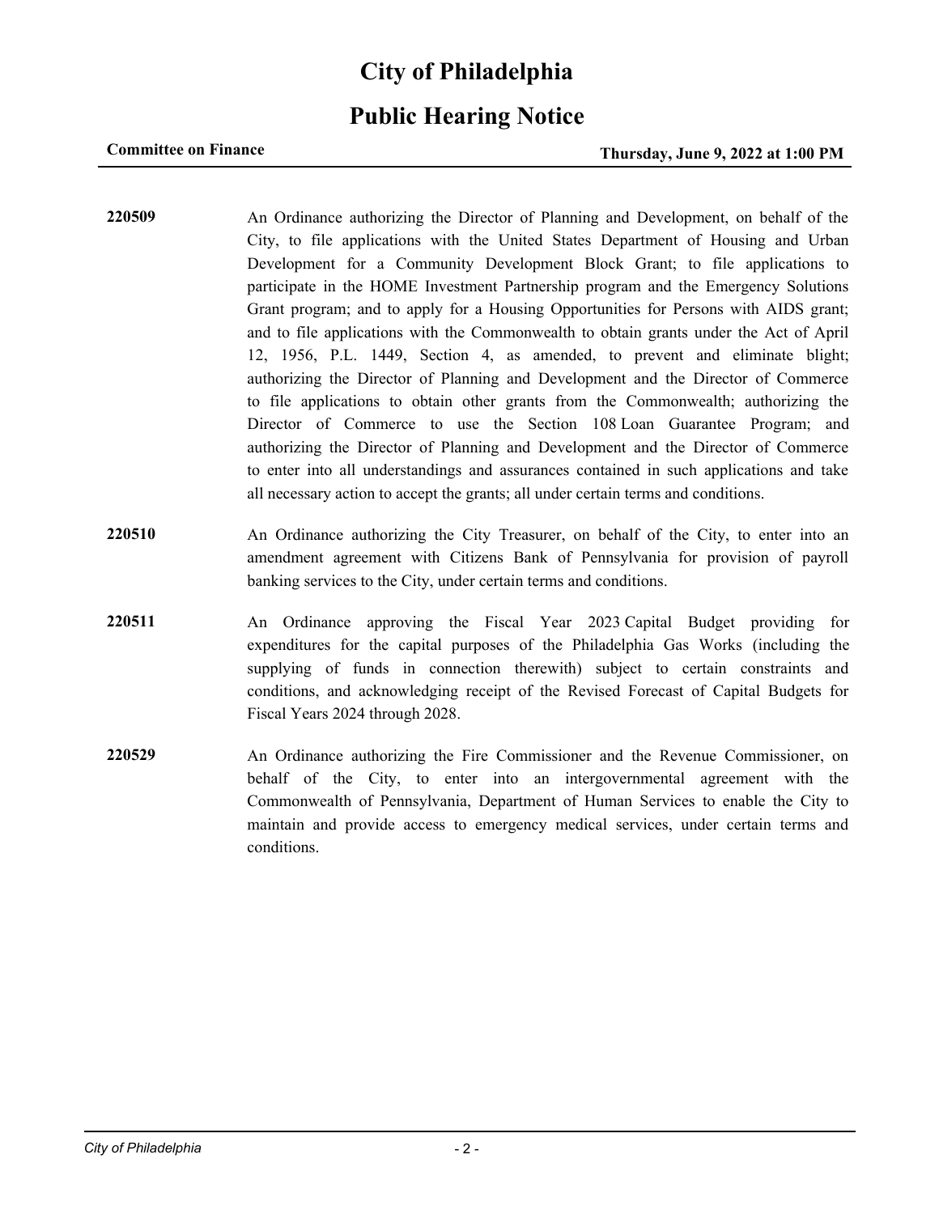# City of Philadelphia

## Public Hearing Notice

**Committee on Finance** **Thursday, June 9, 2022 at 1:00 PM**

**220509** An Ordinance authorizing the Director of Planning and Development, on behalf of the City, to file applications with the United States Department of Housing and Urban Development for a Community Development Block Grant; to file applications to participate in the HOME Investment Partnership program and the Emergency Solutions Grant program; and to apply for a Housing Opportunities for Persons with AIDS grant; and to file applications with the Commonwealth to obtain grants under the Act of April 12, 1956, P.L. 1449, Section 4, as amended, to prevent and eliminate blight; authorizing the Director of Planning and Development and the Director of Commerce to file applications to obtain other grants from the Commonwealth; authorizing the Director of Commerce to use the Section 108 Loan Guarantee Program; and authorizing the Director of Planning and Development and the Director of Commerce to enter into all understandings and assurances contained in such applications and take all necessary action to accept the grants; all under certain terms and conditions.

**220510** An Ordinance authorizing the City Treasurer, on behalf of the City, to enter into an amendment agreement with Citizens Bank of Pennsylvania for provision of payroll banking services to the City, under certain terms and conditions.

**220511** An Ordinance approving the Fiscal Year 2023 Capital Budget providing for expenditures for the capital purposes of the Philadelphia Gas Works (including the supplying of funds in connection therewith) subject to certain constraints and conditions, and acknowledging receipt of the Revised Forecast of Capital Budgets for Fiscal Years 2024 through 2028.

**220529** An Ordinance authorizing the Fire Commissioner and the Revenue Commissioner, on behalf of the City, to enter into an intergovernmental agreement with the Commonwealth of Pennsylvania, Department of Human Services to enable the City to maintain and provide access to emergency medical services, under certain terms and conditions.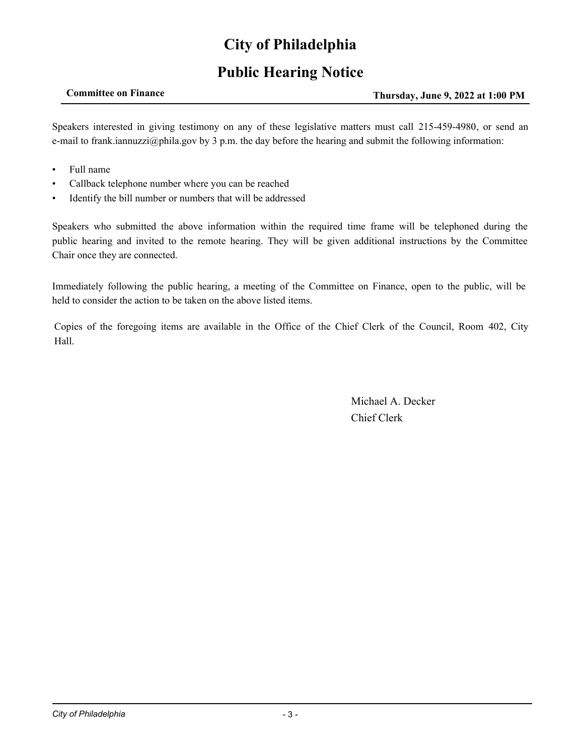# City of Philadelphia

## Public Hearing Notice

**Committee on Finance** **Thursday, June 9, 2022 at 1:00 PM**

Speakers interested in giving testimony on any of these legislative matters must call 215-459-4980, or send an e-mail to frank.iannuzzi@phila.gov by 3 p.m. the day before the hearing and submit the following information:

- Full name
- Callback telephone number where you can be reached
- Identify the bill number or numbers that will be addressed

Speakers who submitted the above information within the required time frame will be telephoned during the public hearing and invited to the remote hearing. They will be given additional instructions by the Committee Chair once they are connected.

Immediately following the public hearing, a meeting of the Committee on Finance, open to the public, will be held to consider the action to be taken on the above listed items.

Copies of the foregoing items are available in the Office of the Chief Clerk of the Council, Room 402, City Hall.

Michael A. Decker
Chief Clerk